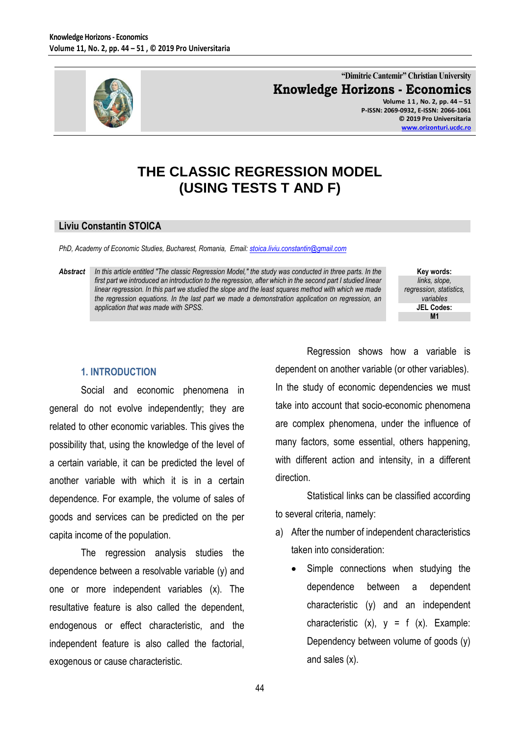"Dimitrie Cantemir" Christian University

**Knowledge Horizons - Economics**

Volume 11, No. 2, pp. 44 – 51
P-ISSN: 2069-0932, E-ISSN: 2066-1061
© 2019 Pro Universitaria
www.orizonturi.ucdc.ro

# THE CLASSIC REGRESSION MODEL (USING TESTS T AND F)

**Liviu Constantin STOICA**

*PhD, Academy of Economic Studies, Bucharest, Romania, Email: stoica.liviu.constantin@gmail.com*

***Abstract*** *In this article entitled "The classic Regression Model," the study was conducted in three parts. In the first part we introduced an introduction to the regression, after which in the second part I studied linear linear regression. In this part we studied the slope and the least squares method with which we made the regression equations. In the last part we made a demonstration application on regression, an application that was made with SPSS.*

**Key words:** *links, slope, regression, statistics, variables*

**JEL Codes:** M1

## 1. INTRODUCTION

Social and economic phenomena in general do not evolve independently; they are related to other economic variables. This gives the possibility that, using the knowledge of the level of a certain variable, it can be predicted the level of another variable with which it is in a certain dependence. For example, the volume of sales of goods and services can be predicted on the per capita income of the population.

The regression analysis studies the dependence between a resolvable variable (y) and one or more independent variables (x). The resultative feature is also called the dependent, endogenous or effect characteristic, and the independent feature is also called the factorial, exogenous or cause characteristic.

Regression shows how a variable is dependent on another variable (or other variables). In the study of economic dependencies we must take into account that socio-economic phenomena are complex phenomena, under the influence of many factors, some essential, others happening, with different action and intensity, in a different direction.

Statistical links can be classified according to several criteria, namely:

a) After the number of independent characteristics taken into consideration:
   - Simple connections when studying the dependence between a dependent characteristic (y) and an independent characteristic (x), y = f (x). Example: Dependency between volume of goods (y) and sales (x).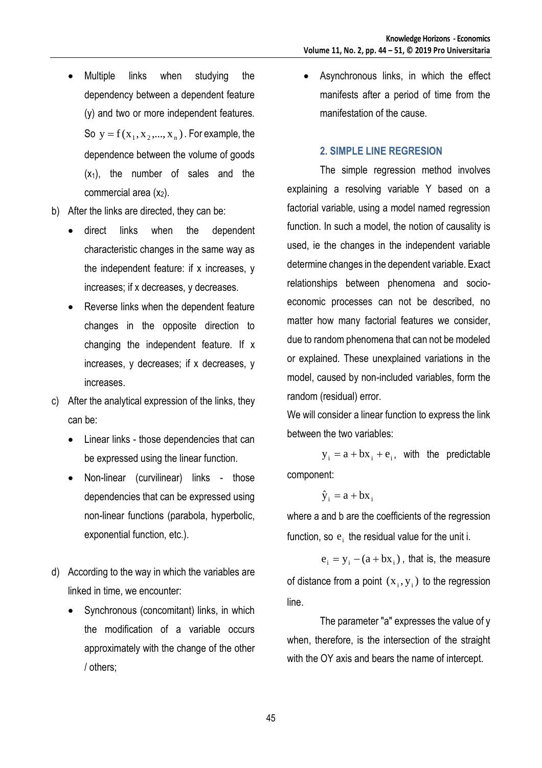- Multiple links when studying the dependency between a dependent feature (y) and two or more independent features. So $y = f(x_1, x_2, ..., x_n)$. For example, the dependence between the volume of goods ($x_1$), the number of sales and the commercial area ($x_2$).

b) After the links are directed, they can be:

- direct links when the dependent characteristic changes in the same way as the independent feature: if x increases, y increases; if x decreases, y decreases.
- Reverse links when the dependent feature changes in the opposite direction to changing the independent feature. If x increases, y decreases; if x decreases, y increases.

c) After the analytical expression of the links, they can be:

- Linear links - those dependencies that can be expressed using the linear function.
- Non-linear (curvilinear) links - those dependencies that can be expressed using non-linear functions (parabola, hyperbolic, exponential function, etc.).

d) According to the way in which the variables are linked in time, we encounter:

- Synchronous (concomitant) links, in which the modification of a variable occurs approximately with the change of the other / others;
- Asynchronous links, in which the effect manifests after a period of time from the manifestation of the cause.

## 2. SIMPLE LINE REGRESION

The simple regression method involves explaining a resolving variable Y based on a factorial variable, using a model named regression function. In such a model, the notion of causality is used, ie the changes in the independent variable determine changes in the dependent variable. Exact relationships between phenomena and socio-economic processes can not be described, no matter how many factorial features we consider, due to random phenomena that can not be modeled or explained. These unexplained variations in the model, caused by non-included variables, form the random (residual) error.

We will consider a linear function to express the link between the two variables:

$y_i = a + bx_i + e_i$, with the predictable component:

$$\hat{y}_i = a + bx_i$$

where a and b are the coefficients of the regression function, so $e_i$ the residual value for the unit i.

$e_i = y_i - (a + bx_i)$, that is, the measure of distance from a point $(x_i, y_i)$ to the regression line.

The parameter "a" expresses the value of y when, therefore, is the intersection of the straight with the OY axis and bears the name of intercept.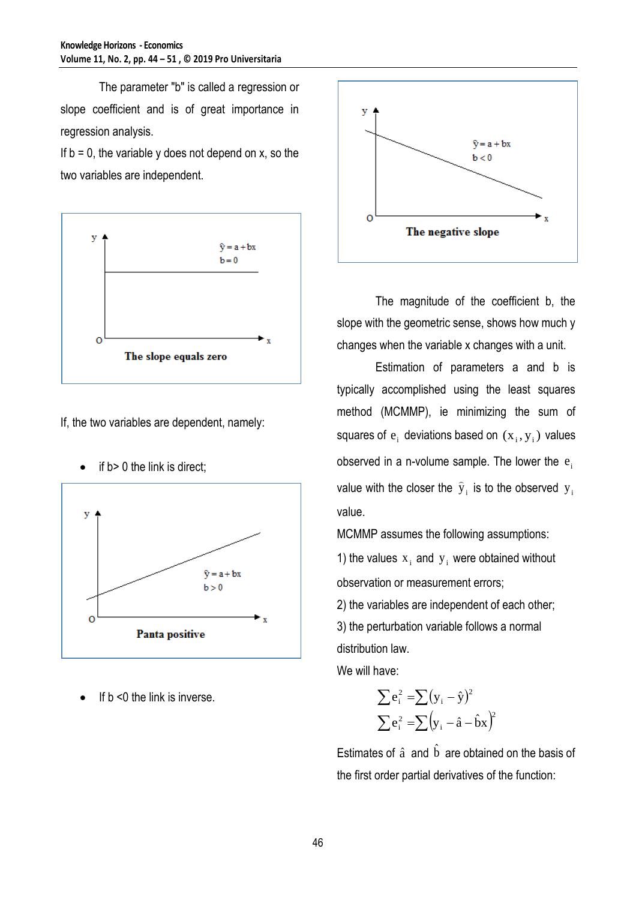The parameter "b" is called a regression or slope coefficient and is of great importance in regression analysis.

If b = 0, the variable y does not depend on x, so the two variables are independent.

The slope equals zero

If, the two variables are dependent, namely:

- if b> 0 the link is direct;

Panta positive

- If b <0 the link is inverse.

The negative slope

The magnitude of the coefficient b, the slope with the geometric sense, shows how much y changes when the variable x changes with a unit.

Estimation of parameters a and b is typically accomplished using the least squares method (MCMMP), ie minimizing the sum of squares of $e_i$ deviations based on $(x_i, y_i)$ values observed in a n-volume sample. The lower the $e_i$ value with the closer the $\hat{y}_i$ is to the observed $y_i$ value.

MCMMP assumes the following assumptions:

1) the values $x_i$ and $y_i$ were obtained without observation or measurement errors;

2) the variables are independent of each other;

3) the perturbation variable follows a normal distribution law.

We will have:

$$\sum e_i^2 = \sum (y_i - \hat{y})^2$$

$$\sum e_i^2 = \sum \left(y_i - \hat{a} - \hat{b}x\right)^2$$

Estimates of $\hat{a}$ and $\hat{b}$ are obtained on the basis of the first order partial derivatives of the function: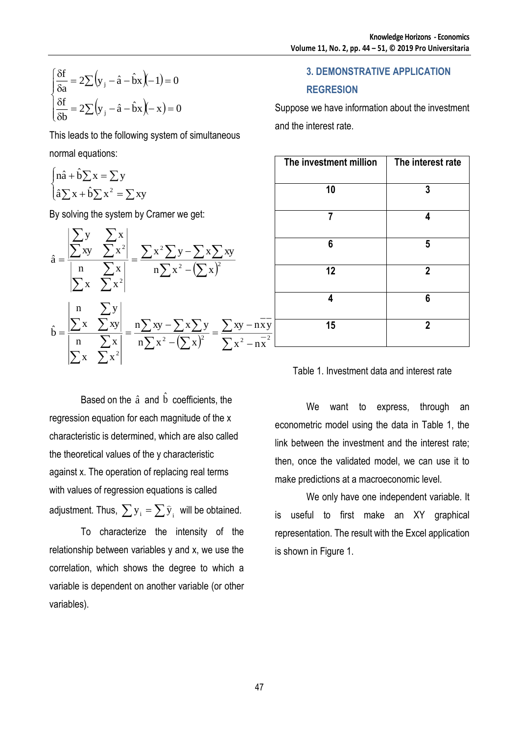$$\begin{cases} \dfrac{\delta f}{\delta a} = 2\sum\left(y_j - \hat{a} - \hat{b}x\right)(-1) = 0 \\ \dfrac{\delta f}{\delta b} = 2\sum\left(y_j - \hat{a} - \hat{b}x\right)(-x) = 0 \end{cases}$$

This leads to the following system of simultaneous normal equations:

$$\begin{cases} n\hat{a} + \hat{b}\sum x = \sum y \\ \hat{a}\sum x + \hat{b}\sum x^2 = \sum xy \end{cases}$$

By solving the system by Cramer we get:

$$\hat{a} = \frac{\begin{vmatrix} \sum y & \sum x \\ \sum xy & \sum x^2 \end{vmatrix}}{\begin{vmatrix} n & \sum x \\ \sum x & \sum x^2 \end{vmatrix}} = \frac{\sum x^2 \sum y - \sum x \sum xy}{n\sum x^2 - \left(\sum x\right)^2}$$

$$\hat{b} = \frac{\begin{vmatrix} n & \sum y \\ \sum x & \sum xy \end{vmatrix}}{\begin{vmatrix} n & \sum x \\ \sum x & \sum x^2 \end{vmatrix}} = \frac{n\sum xy - \sum x \sum y}{n\sum x^2 - \left(\sum x\right)^2} = \frac{\sum xy - n\bar{x}\bar{y}}{\sum x^2 - n\bar{x}^2}$$

Based on the $\hat{a}$ and $\hat{b}$ coefficients, the regression equation for each magnitude of the x characteristic is determined, which are also called the theoretical values of the y characteristic against x. The operation of replacing real terms with values of regression equations is called adjustment. Thus, $\sum y_i = \sum \hat{y}_i$ will be obtained.

To characterize the intensity of the relationship between variables y and x, we use the correlation, which shows the degree to which a variable is dependent on another variable (or other variables).

## 3. DEMONSTRATIVE APPLICATION REGRESION

Suppose we have information about the investment and the interest rate.

| The investment million | The interest rate |
|---|---|
| 10 | 3 |
| 7 | 4 |
| 6 | 5 |
| 12 | 2 |
| 4 | 6 |
| 15 | 2 |

Table 1. Investment data and interest rate

We want to express, through an econometric model using the data in Table 1, the link between the investment and the interest rate; then, once the validated model, we can use it to make predictions at a macroeconomic level.

We only have one independent variable. It is useful to first make an XY graphical representation. The result with the Excel application is shown in Figure 1.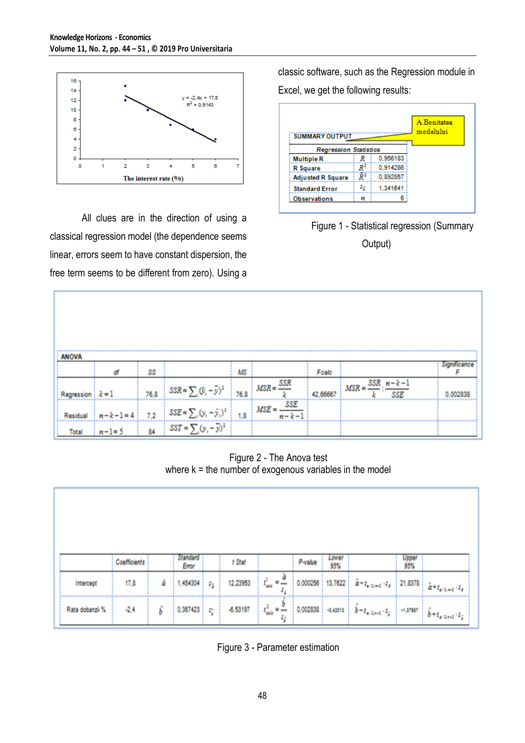All clues are in the direction of using a classical regression model (the dependence seems linear, errors seem to have constant dispersion, the free term seems to be different from zero). Using a classic software, such as the Regression module in Excel, we get the following results:

| SUMMARY OUTPUT | | |
|---|---|---|
| *Regression Statistics* | | |
| Multiple R | $R$ | 0,956183 |
| R Square | $R^2$ | 0,914286 |
| Adjusted R Square | $\bar{R}^2$ | 0,892857 |
| Standard Error | $s_\varepsilon$ | 1,341641 |
| Observations | $n$ | 6 |

A.Bonitatea modelului

Figure 1 - Statistical regression (Summary Output)

| ANOVA | df | | SS | | MS | | Fcalc | | Significance F |
|---|---|---|---|---|---|---|---|---|---|
| Regression | $k=1$ | 76,8 | $SSR=\sum(\hat{y}_i-\bar{y})^2$ | 76,8 | $MSR=\frac{SSR}{k}$ | 42,66667 | $MSR=\frac{SSR}{k}:\frac{n-k-1}{SSE}$ | 0,002838 | |
| Residual | $n-k-1=4$ | 7,2 | $SSE=\sum(y_i-\hat{y}_i)^2$ | 1,8 | $MSE=\frac{SSE}{n-k-1}$ | | | | |
| Total | $n-1=5$ | 84 | $SST=\sum(y_i-\bar{y})^2$ | | | | | | |

Figure 2 - The Anova test

where k = the number of exogenous variables in the model

| | Coefficients | | Standard Error | | t Stat | | P-value | Lower 95% | | Upper 95% | |
|---|---|---|---|---|---|---|---|---|---|---|---|
| Intercept | 17,8 | $\hat{a}$ | 1,454304 | $s_{\hat{a}}$ | 12,23953 | $t^{\hat{a}}_{calc}=\frac{\hat{a}}{s_{\hat{a}}}$ | 0,000256 | 13,7622 | $\hat{a}-t_{\alpha/2,n-1}\cdot s_{\hat{a}}$ | 21,8378 | $\hat{a}+t_{\alpha/2,n-1}\cdot s_{\hat{a}}$ |
| Rata dobanzii % | -2,4 | $\hat{b}$ | 0,367423 | $s_{\hat{b}}$ | -6,53197 | $t^{\hat{b}}_{calc}=\frac{\hat{b}}{s_{\hat{b}}}$ | 0,002838 | -3,42013 | $\hat{b}-t_{\alpha/2,n-1}\cdot s_{\hat{b}}$ | -1,37987 | $\hat{b}+t_{\alpha/2,n-1}\cdot s_{\hat{b}}$ |

Figure 3 - Parameter estimation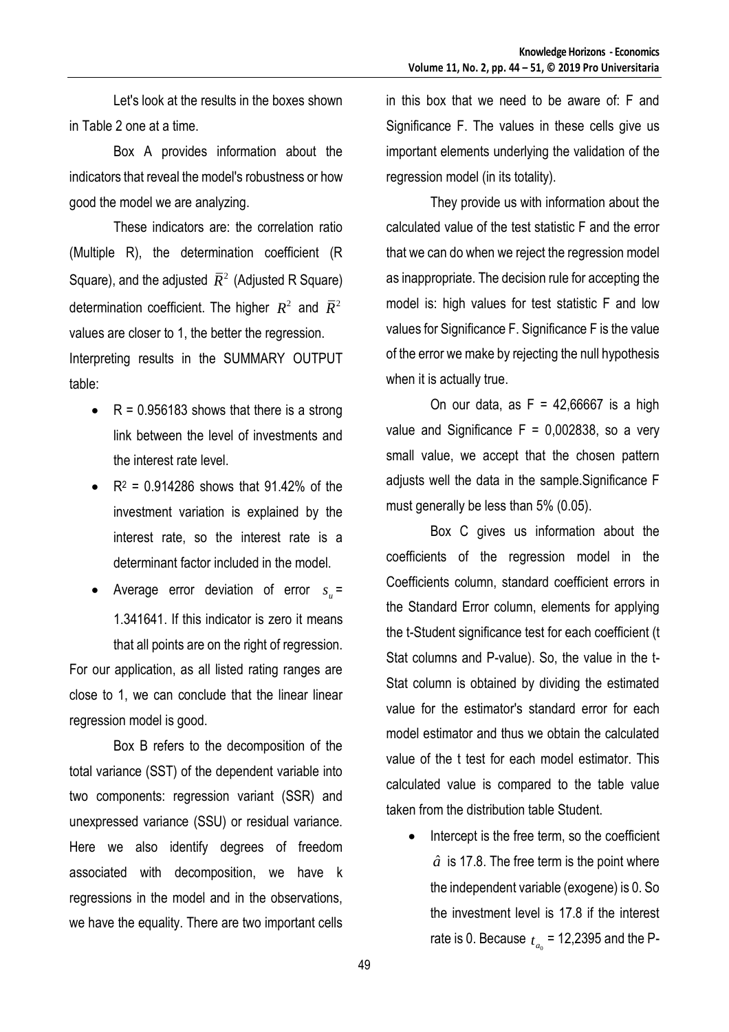Let's look at the results in the boxes shown in Table 2 one at a time.

Box A provides information about the indicators that reveal the model's robustness or how good the model we are analyzing.

These indicators are: the correlation ratio (Multiple R), the determination coefficient (R Square), and the adjusted $\bar{R}^2$ (Adjusted R Square) determination coefficient. The higher $R^2$ and $\bar{R}^2$ values are closer to 1, the better the regression.

Interpreting results in the SUMMARY OUTPUT table:

- R = 0.956183 shows that there is a strong link between the level of investments and the interest rate level.
- $R^2$ = 0.914286 shows that 91.42% of the investment variation is explained by the interest rate, so the interest rate is a determinant factor included in the model.
- Average error deviation of error $s_u$ = 1.341641. If this indicator is zero it means that all points are on the right of regression.

For our application, as all listed rating ranges are close to 1, we can conclude that the linear linear regression model is good.

Box B refers to the decomposition of the total variance (SST) of the dependent variable into two components: regression variant (SSR) and unexpressed variance (SSU) or residual variance. Here we also identify degrees of freedom associated with decomposition, we have k regressions in the model and in the observations, we have the equality. There are two important cells in this box that we need to be aware of: F and Significance F. The values in these cells give us important elements underlying the validation of the regression model (in its totality).

They provide us with information about the calculated value of the test statistic F and the error that we can do when we reject the regression model as inappropriate. The decision rule for accepting the model is: high values for test statistic F and low values for Significance F. Significance F is the value of the error we make by rejecting the null hypothesis when it is actually true.

On our data, as F = 42,66667 is a high value and Significance F = 0,002838, so a very small value, we accept that the chosen pattern adjusts well the data in the sample.Significance F must generally be less than 5% (0.05).

Box C gives us information about the coefficients of the regression model in the Coefficients column, standard coefficient errors in the Standard Error column, elements for applying the t-Student significance test for each coefficient (t Stat columns and P-value). So, the value in the t-Stat column is obtained by dividing the estimated value for the estimator's standard error for each model estimator and thus we obtain the calculated value of the t test for each model estimator. This calculated value is compared to the table value taken from the distribution table Student.

- Intercept is the free term, so the coefficient $\hat{a}$ is 17.8. The free term is the point where the independent variable (exogene) is 0. So the investment level is 17.8 if the interest rate is 0. Because $t_{a_0}$ = 12,2395 and the P-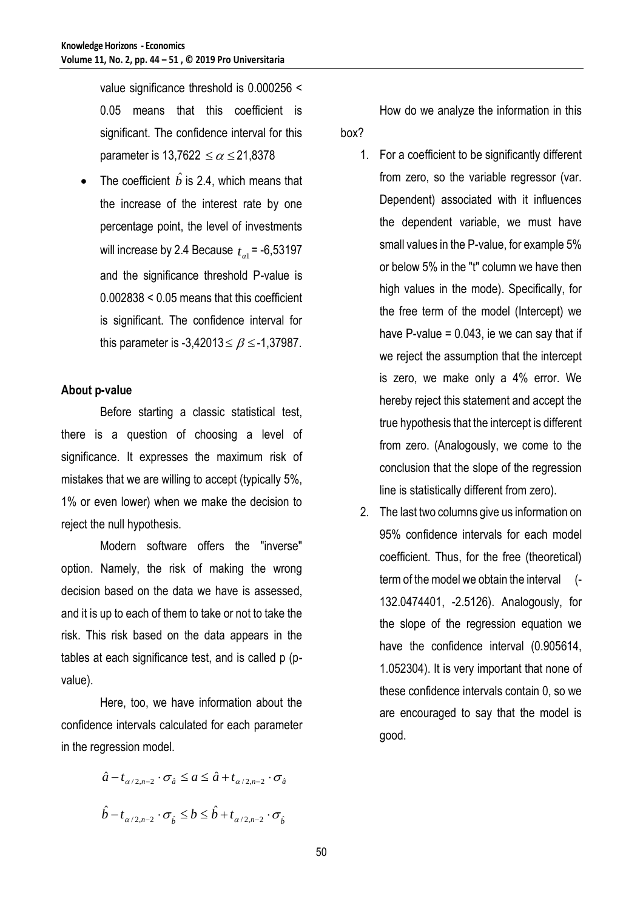value significance threshold is 0.000256 < 0.05 means that this coefficient is significant. The confidence interval for this parameter is $13{,}7622 \leq \alpha \leq 21{,}8378$

- The coefficient $\hat{b}$ is 2.4, which means that the increase of the interest rate by one percentage point, the level of investments will increase by 2.4 Because $t_{a1}$ = -6,53197 and the significance threshold P-value is 0.002838 < 0.05 means that this coefficient is significant. The confidence interval for this parameter is $-3{,}42013 \leq \beta \leq -1{,}37987$.

**About p-value**

Before starting a classic statistical test, there is a question of choosing a level of significance. It expresses the maximum risk of mistakes that we are willing to accept (typically 5%, 1% or even lower) when we make the decision to reject the null hypothesis.

Modern software offers the "inverse" option. Namely, the risk of making the wrong decision based on the data we have is assessed, and it is up to each of them to take or not to take the risk. This risk based on the data appears in the tables at each significance test, and is called p (p-value).

Here, too, we have information about the confidence intervals calculated for each parameter in the regression model.

$$\hat{a} - t_{\alpha/2,n-2} \cdot \sigma_{\hat{a}} \leq a \leq \hat{a} + t_{\alpha/2,n-2} \cdot \sigma_{\hat{a}}$$

$$\hat{b} - t_{\alpha/2,n-2} \cdot \sigma_{\hat{b}} \leq b \leq \hat{b} + t_{\alpha/2,n-2} \cdot \sigma_{\hat{b}}$$

How do we analyze the information in this box?

1. For a coefficient to be significantly different from zero, so the variable regressor (var. Dependent) associated with it influences the dependent variable, we must have small values in the P-value, for example 5% or below 5% in the "t" column we have then high values in the mode). Specifically, for the free term of the model (Intercept) we have P-value = 0.043, ie we can say that if we reject the assumption that the intercept is zero, we make only a 4% error. We hereby reject this statement and accept the true hypothesis that the intercept is different from zero. (Analogously, we come to the conclusion that the slope of the regression line is statistically different from zero).
2. The last two columns give us information on 95% confidence intervals for each model coefficient. Thus, for the free (theoretical) term of the model we obtain the interval (-132.0474401, -2.5126). Analogously, for the slope of the regression equation we have the confidence interval (0.905614, 1.052304). It is very important that none of these confidence intervals contain 0, so we are encouraged to say that the model is good.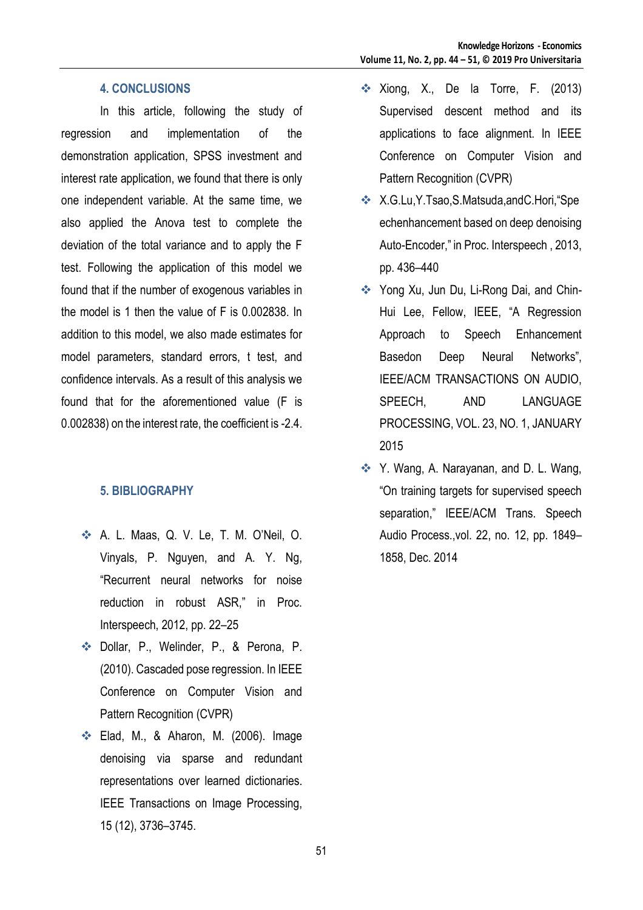## 4. CONCLUSIONS

In this article, following the study of regression and implementation of the demonstration application, SPSS investment and interest rate application, we found that there is only one independent variable. At the same time, we also applied the Anova test to complete the deviation of the total variance and to apply the F test. Following the application of this model we found that if the number of exogenous variables in the model is 1 then the value of F is 0.002838. In addition to this model, we also made estimates for model parameters, standard errors, t test, and confidence intervals. As a result of this analysis we found that for the aforementioned value (F is 0.002838) on the interest rate, the coefficient is -2.4.

## 5. BIBLIOGRAPHY

- A. L. Maas, Q. V. Le, T. M. O'Neil, O. Vinyals, P. Nguyen, and A. Y. Ng, "Recurrent neural networks for noise reduction in robust ASR," in Proc. Interspeech, 2012, pp. 22–25
- Dollar, P., Welinder, P., & Perona, P. (2010). Cascaded pose regression. In IEEE Conference on Computer Vision and Pattern Recognition (CVPR)
- Elad, M., & Aharon, M. (2006). Image denoising via sparse and redundant representations over learned dictionaries. IEEE Transactions on Image Processing, 15 (12), 3736–3745.
- Xiong, X., De la Torre, F. (2013) Supervised descent method and its applications to face alignment. In IEEE Conference on Computer Vision and Pattern Recognition (CVPR)
- X.G.Lu,Y.Tsao,S.Matsuda,andC.Hori,"Speechenhancement based on deep denoising Auto-Encoder," in Proc. Interspeech , 2013, pp. 436–440
- Yong Xu, Jun Du, Li-Rong Dai, and Chin-Hui Lee, Fellow, IEEE, "A Regression Approach to Speech Enhancement Basedon Deep Neural Networks", IEEE/ACM TRANSACTIONS ON AUDIO, SPEECH, AND LANGUAGE PROCESSING, VOL. 23, NO. 1, JANUARY 2015
- Y. Wang, A. Narayanan, and D. L. Wang, "On training targets for supervised speech separation," IEEE/ACM Trans. Speech Audio Process.,vol. 22, no. 12, pp. 1849–1858, Dec. 2014